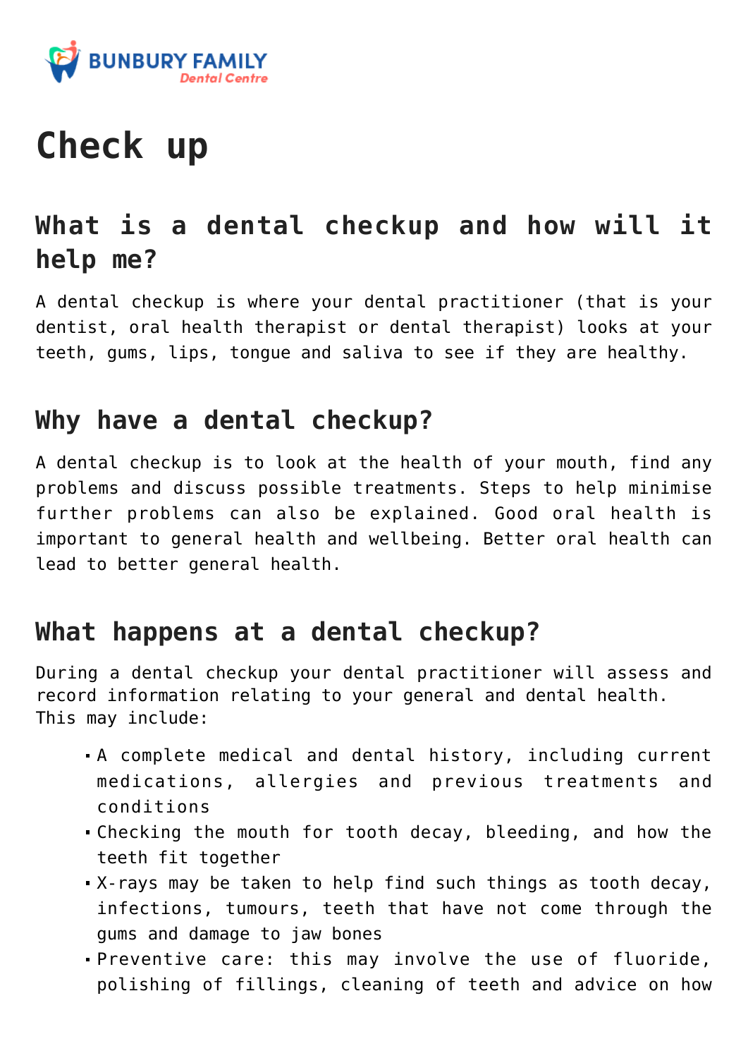BUNBURY FAMILY
Dental Centre

# Check up

## What is a dental checkup and how will it help me?

A dental checkup is where your dental practitioner (that is your dentist, oral health therapist or dental therapist) looks at your teeth, gums, lips, tongue and saliva to see if they are healthy.

## Why have a dental checkup?

A dental checkup is to look at the health of your mouth, find any problems and discuss possible treatments. Steps to help minimise further problems can also be explained. Good oral health is important to general health and wellbeing. Better oral health can lead to better general health.

## What happens at a dental checkup?

During a dental checkup your dental practitioner will assess and record information relating to your general and dental health. This may include:

- A complete medical and dental history, including current medications, allergies and previous treatments and conditions
- Checking the mouth for tooth decay, bleeding, and how the teeth fit together
- X-rays may be taken to help find such things as tooth decay, infections, tumours, teeth that have not come through the gums and damage to jaw bones
- Preventive care: this may involve the use of fluoride, polishing of fillings, cleaning of teeth and advice on how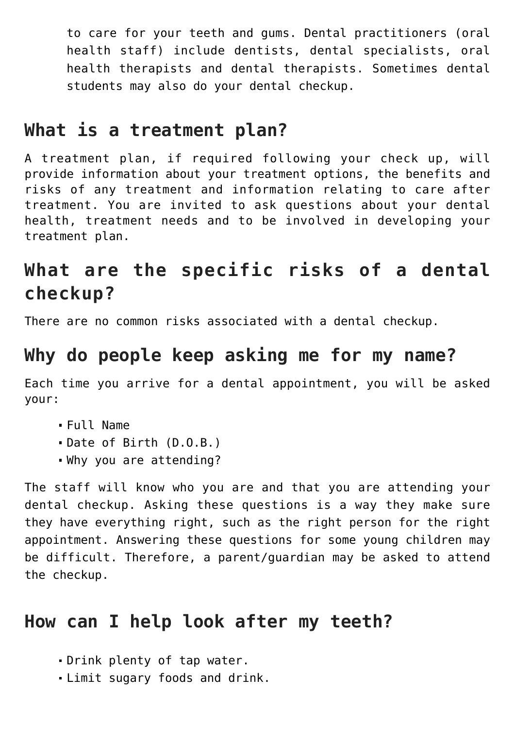to care for your teeth and gums. Dental practitioners (oral health staff) include dentists, dental specialists, oral health therapists and dental therapists. Sometimes dental students may also do your dental checkup.

## What is a treatment plan?

A treatment plan, if required following your check up, will provide information about your treatment options, the benefits and risks of any treatment and information relating to care after treatment. You are invited to ask questions about your dental health, treatment needs and to be involved in developing your treatment plan.

## What are the specific risks of a dental checkup?

There are no common risks associated with a dental checkup.

## Why do people keep asking me for my name?

Each time you arrive for a dental appointment, you will be asked your:

- Full Name
- Date of Birth (D.O.B.)
- Why you are attending?

The staff will know who you are and that you are attending your dental checkup. Asking these questions is a way they make sure they have everything right, such as the right person for the right appointment. Answering these questions for some young children may be difficult. Therefore, a parent/guardian may be asked to attend the checkup.

## How can I help look after my teeth?

- Drink plenty of tap water.
- Limit sugary foods and drink.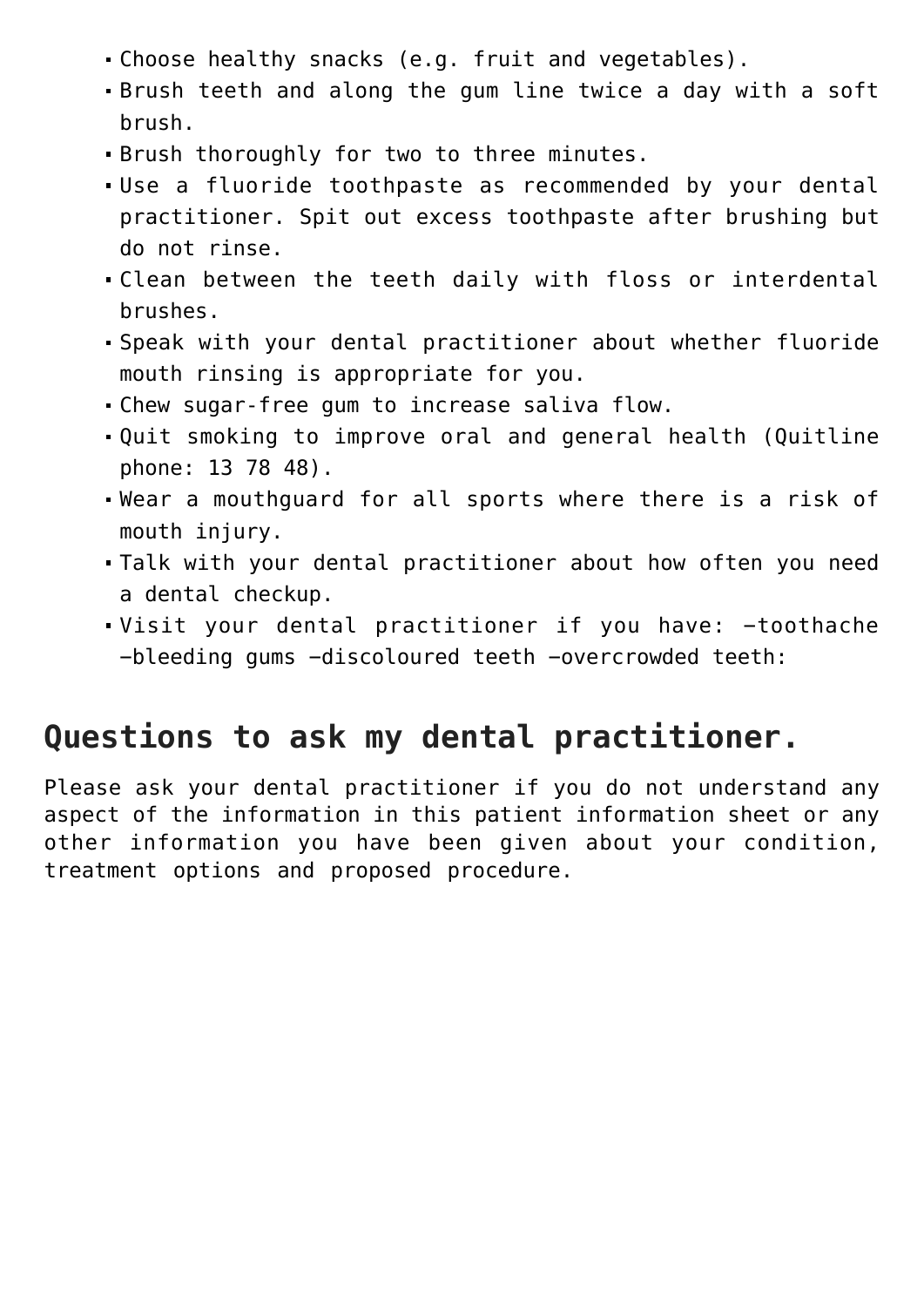- Choose healthy snacks (e.g. fruit and vegetables).
- Brush teeth and along the gum line twice a day with a soft brush.
- Brush thoroughly for two to three minutes.
- Use a fluoride toothpaste as recommended by your dental practitioner. Spit out excess toothpaste after brushing but do not rinse.
- Clean between the teeth daily with floss or interdental brushes.
- Speak with your dental practitioner about whether fluoride mouth rinsing is appropriate for you.
- Chew sugar-free gum to increase saliva flow.
- Quit smoking to improve oral and general health (Quitline phone: 13 78 48).
- Wear a mouthguard for all sports where there is a risk of mouth injury.
- Talk with your dental practitioner about how often you need a dental checkup.
- Visit your dental practitioner if you have: −toothache −bleeding gums −discoloured teeth −overcrowded teeth:

## Questions to ask my dental practitioner.

Please ask your dental practitioner if you do not understand any aspect of the information in this patient information sheet or any other information you have been given about your condition, treatment options and proposed procedure.